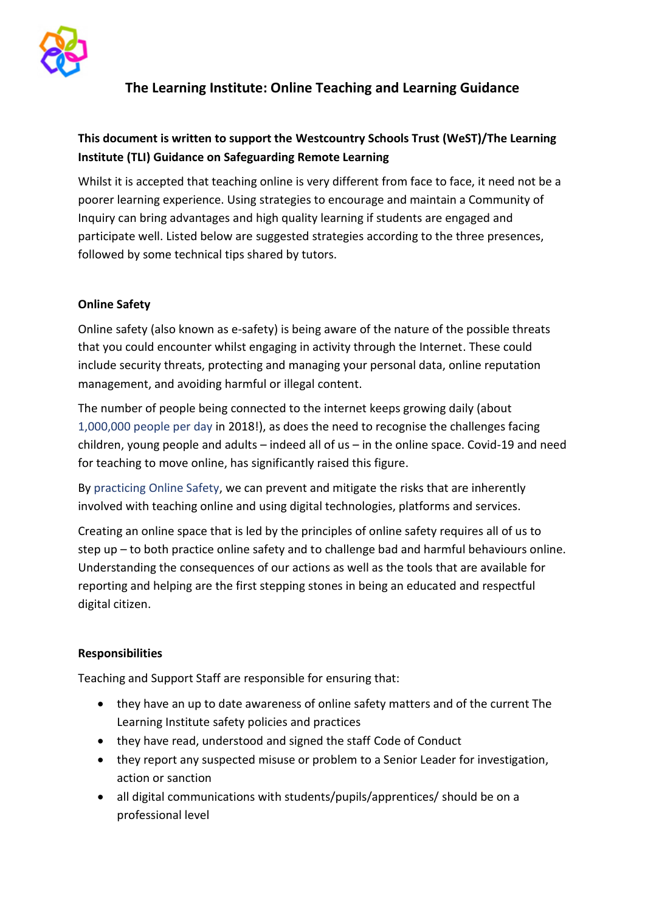# The Learning Institute: Online Teaching and Learning Guidance

**This document is written to support the Westcountry Schools Trust (WeST)/The Learning Institute (TLI) Guidance on Safeguarding Remote Learning**

Whilst it is accepted that teaching online is very different from face to face, it need not be a poorer learning experience. Using strategies to encourage and maintain a Community of Inquiry can bring advantages and high quality learning if students are engaged and participate well. Listed below are suggested strategies according to the three presences, followed by some technical tips shared by tutors.

## Online Safety

Online safety (also known as e-safety) is being aware of the nature of the possible threats that you could encounter whilst engaging in activity through the Internet. These could include security threats, protecting and managing your personal data, online reputation management, and avoiding harmful or illegal content.

The number of people being connected to the internet keeps growing daily (about 1,000,000 people per day in 2018!), as does the need to recognise the challenges facing children, young people and adults – indeed all of us – in the online space. Covid-19 and need for teaching to move online, has significantly raised this figure.

By practicing Online Safety, we can prevent and mitigate the risks that are inherently involved with teaching online and using digital technologies, platforms and services.

Creating an online space that is led by the principles of online safety requires all of us to step up – to both practice online safety and to challenge bad and harmful behaviours online. Understanding the consequences of our actions as well as the tools that are available for reporting and helping are the first stepping stones in being an educated and respectful digital citizen.

## Responsibilities

Teaching and Support Staff are responsible for ensuring that:

- they have an up to date awareness of online safety matters and of the current The Learning Institute safety policies and practices
- they have read, understood and signed the staff Code of Conduct
- they report any suspected misuse or problem to a Senior Leader for investigation, action or sanction
- all digital communications with students/pupils/apprentices/ should be on a professional level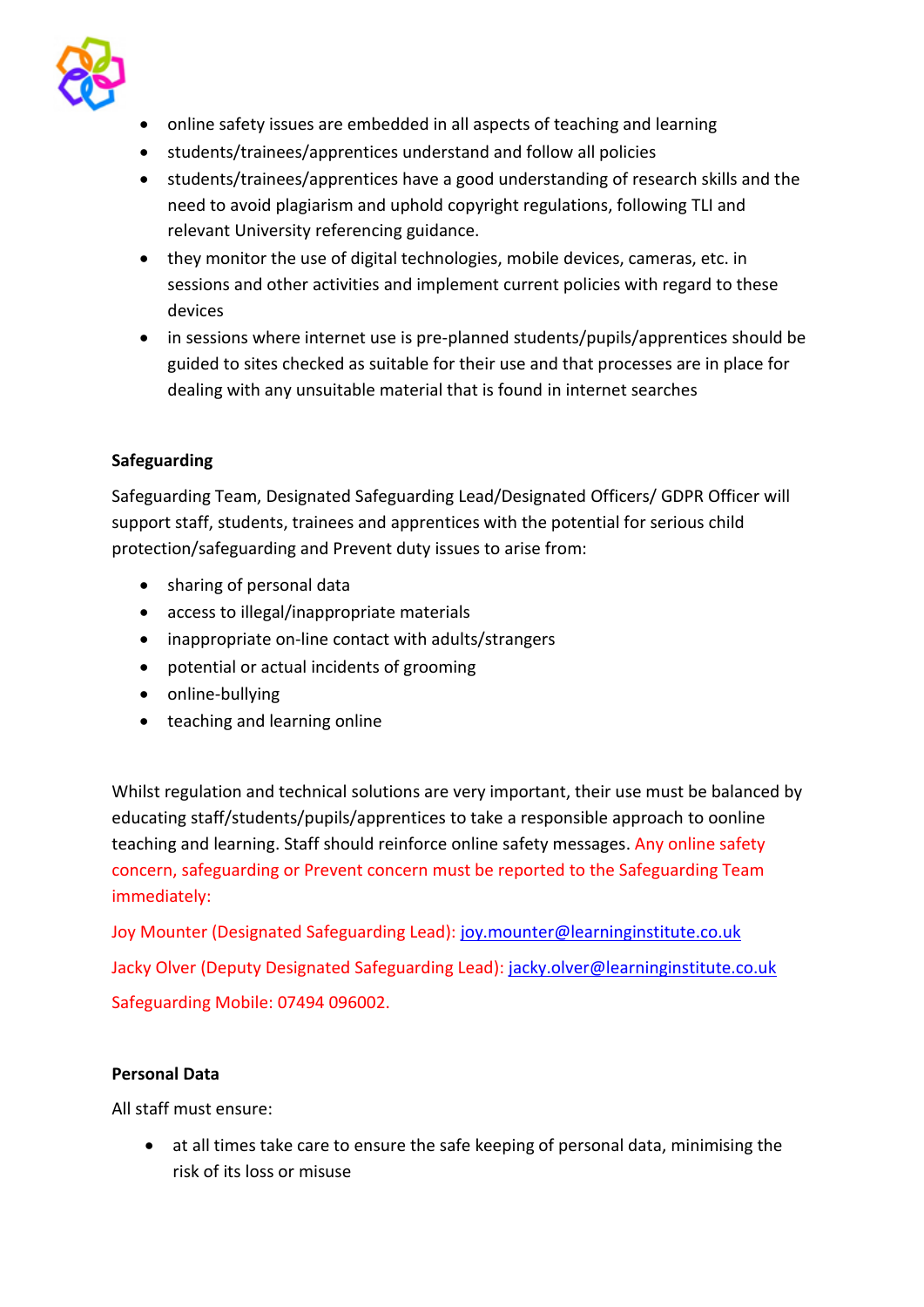- online safety issues are embedded in all aspects of teaching and learning
- students/trainees/apprentices understand and follow all policies
- students/trainees/apprentices have a good understanding of research skills and the need to avoid plagiarism and uphold copyright regulations, following TLI and relevant University referencing guidance.
- they monitor the use of digital technologies, mobile devices, cameras, etc. in sessions and other activities and implement current policies with regard to these devices
- in sessions where internet use is pre-planned students/pupils/apprentices should be guided to sites checked as suitable for their use and that processes are in place for dealing with any unsuitable material that is found in internet searches

**Safeguarding**

Safeguarding Team, Designated Safeguarding Lead/Designated Officers/ GDPR Officer will support staff, students, trainees and apprentices with the potential for serious child protection/safeguarding and Prevent duty issues to arise from:

- sharing of personal data
- access to illegal/inappropriate materials
- inappropriate on-line contact with adults/strangers
- potential or actual incidents of grooming
- online-bullying
- teaching and learning online

Whilst regulation and technical solutions are very important, their use must be balanced by educating staff/students/pupils/apprentices to take a responsible approach to oonline teaching and learning. Staff should reinforce online safety messages. Any online safety concern, safeguarding or Prevent concern must be reported to the Safeguarding Team immediately:

Joy Mounter (Designated Safeguarding Lead): joy.mounter@learninginstitute.co.uk

Jacky Olver (Deputy Designated Safeguarding Lead): jacky.olver@learninginstitute.co.uk

Safeguarding Mobile: 07494 096002.

**Personal Data**

All staff must ensure:

- at all times take care to ensure the safe keeping of personal data, minimising the risk of its loss or misuse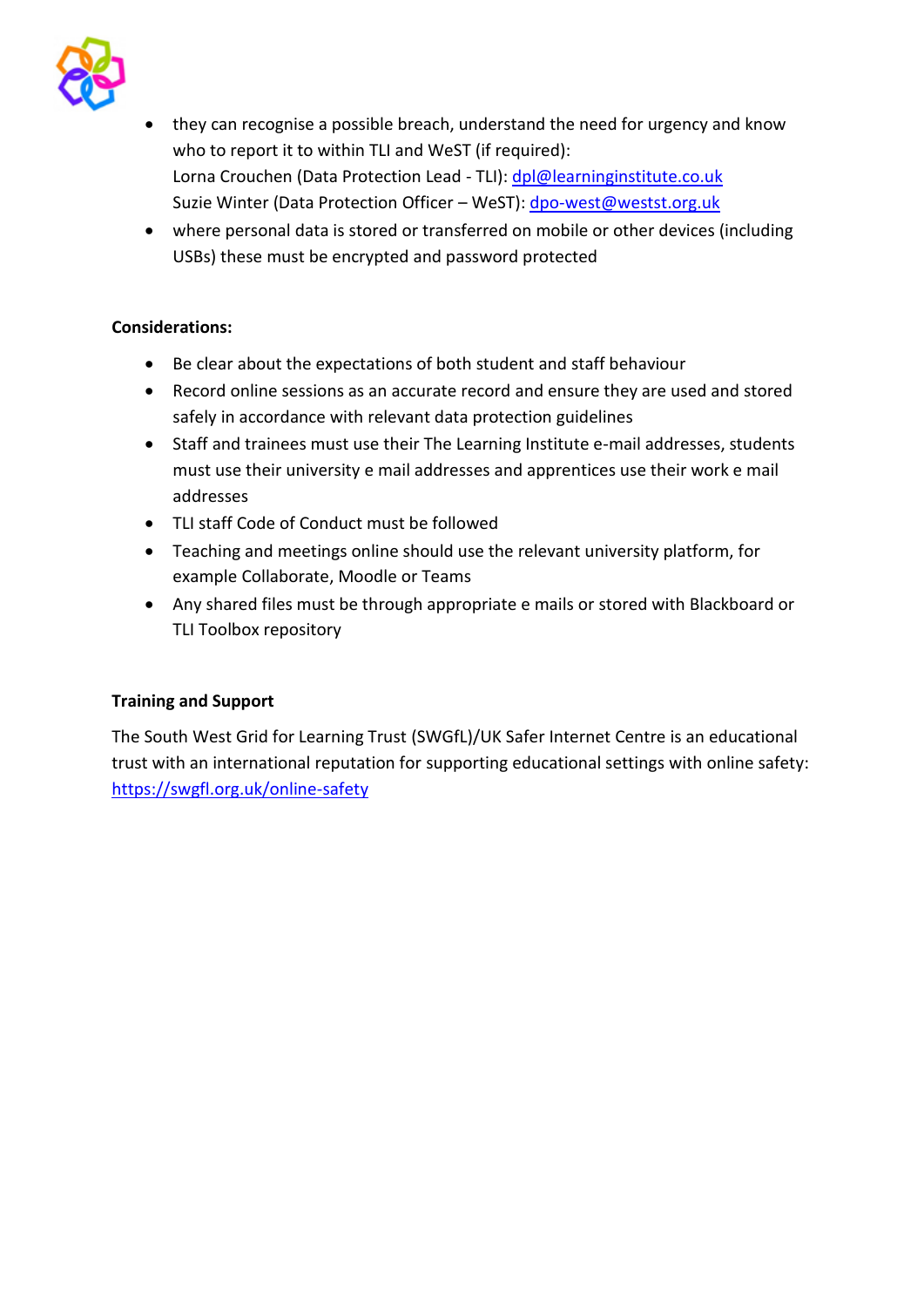- they can recognise a possible breach, understand the need for urgency and know who to report it to within TLI and WeST (if required):
  Lorna Crouchen (Data Protection Lead - TLI): dpl@learninginstitute.co.uk
  Suzie Winter (Data Protection Officer – WeST): dpo-west@westst.org.uk
- where personal data is stored or transferred on mobile or other devices (including USBs) these must be encrypted and password protected

**Considerations:**

- Be clear about the expectations of both student and staff behaviour
- Record online sessions as an accurate record and ensure they are used and stored safely in accordance with relevant data protection guidelines
- Staff and trainees must use their The Learning Institute e-mail addresses, students must use their university e mail addresses and apprentices use their work e mail addresses
- TLI staff Code of Conduct must be followed
- Teaching and meetings online should use the relevant university platform, for example Collaborate, Moodle or Teams
- Any shared files must be through appropriate e mails or stored with Blackboard or TLI Toolbox repository

**Training and Support**

The South West Grid for Learning Trust (SWGfL)/UK Safer Internet Centre is an educational trust with an international reputation for supporting educational settings with online safety: https://swgfl.org.uk/online-safety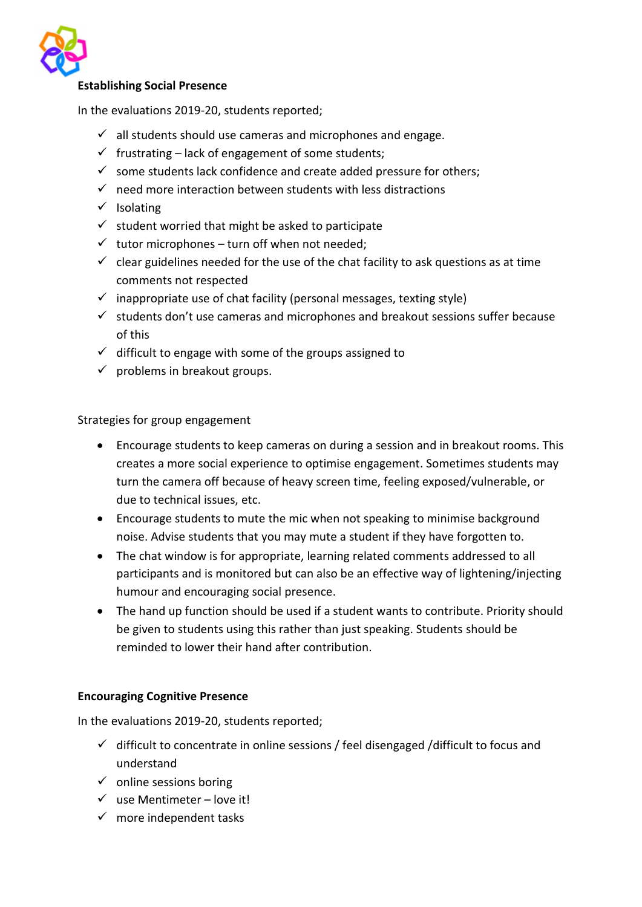**Establishing Social Presence**

In the evaluations 2019-20, students reported;

- ✓ all students should use cameras and microphones and engage.
- ✓ frustrating – lack of engagement of some students;
- ✓ some students lack confidence and create added pressure for others;
- ✓ need more interaction between students with less distractions
- ✓ Isolating
- ✓ student worried that might be asked to participate
- ✓ tutor microphones – turn off when not needed;
- ✓ clear guidelines needed for the use of the chat facility to ask questions as at time comments not respected
- ✓ inappropriate use of chat facility (personal messages, texting style)
- ✓ students don't use cameras and microphones and breakout sessions suffer because of this
- ✓ difficult to engage with some of the groups assigned to
- ✓ problems in breakout groups.

Strategies for group engagement

- Encourage students to keep cameras on during a session and in breakout rooms. This creates a more social experience to optimise engagement. Sometimes students may turn the camera off because of heavy screen time, feeling exposed/vulnerable, or due to technical issues, etc.
- Encourage students to mute the mic when not speaking to minimise background noise. Advise students that you may mute a student if they have forgotten to.
- The chat window is for appropriate, learning related comments addressed to all participants and is monitored but can also be an effective way of lightening/injecting humour and encouraging social presence.
- The hand up function should be used if a student wants to contribute. Priority should be given to students using this rather than just speaking. Students should be reminded to lower their hand after contribution.

**Encouraging Cognitive Presence**

In the evaluations 2019-20, students reported;

- ✓ difficult to concentrate in online sessions / feel disengaged /difficult to focus and understand
- ✓ online sessions boring
- ✓ use Mentimeter – love it!
- ✓ more independent tasks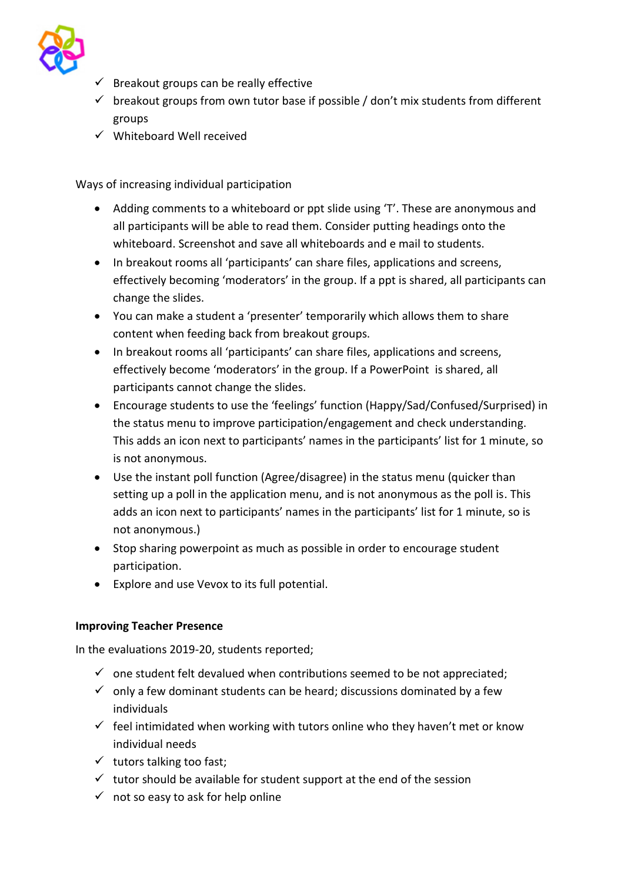- ✓ Breakout groups can be really effective
- ✓ breakout groups from own tutor base if possible / don't mix students from different groups
- ✓ Whiteboard Well received

Ways of increasing individual participation

- Adding comments to a whiteboard or ppt slide using 'T'. These are anonymous and all participants will be able to read them. Consider putting headings onto the whiteboard. Screenshot and save all whiteboards and e mail to students.
- In breakout rooms all 'participants' can share files, applications and screens, effectively becoming 'moderators' in the group. If a ppt is shared, all participants can change the slides.
- You can make a student a 'presenter' temporarily which allows them to share content when feeding back from breakout groups.
- In breakout rooms all 'participants' can share files, applications and screens, effectively become 'moderators' in the group. If a PowerPoint is shared, all participants cannot change the slides.
- Encourage students to use the 'feelings' function (Happy/Sad/Confused/Surprised) in the status menu to improve participation/engagement and check understanding. This adds an icon next to participants' names in the participants' list for 1 minute, so is not anonymous.
- Use the instant poll function (Agree/disagree) in the status menu (quicker than setting up a poll in the application menu, and is not anonymous as the poll is. This adds an icon next to participants' names in the participants' list for 1 minute, so is not anonymous.)
- Stop sharing powerpoint as much as possible in order to encourage student participation.
- Explore and use Vevox to its full potential.

**Improving Teacher Presence**

In the evaluations 2019-20, students reported;

- ✓ one student felt devalued when contributions seemed to be not appreciated;
- ✓ only a few dominant students can be heard; discussions dominated by a few individuals
- ✓ feel intimidated when working with tutors online who they haven't met or know individual needs
- ✓ tutors talking too fast;
- ✓ tutor should be available for student support at the end of the session
- ✓ not so easy to ask for help online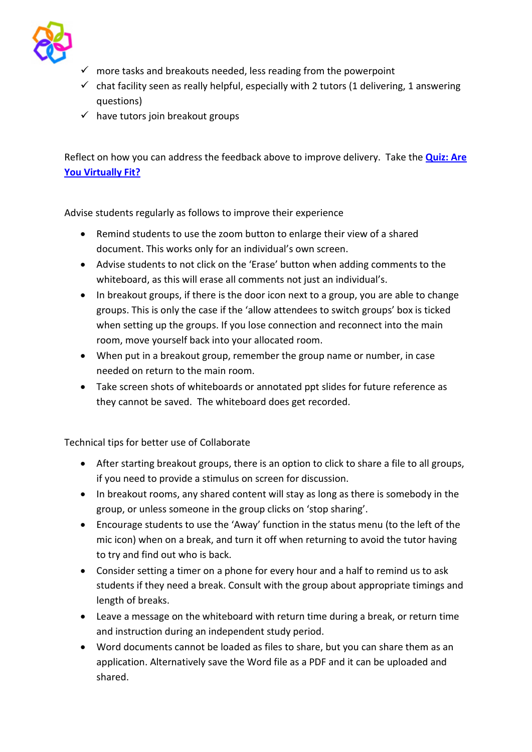- ✓ more tasks and breakouts needed, less reading from the powerpoint
- ✓ chat facility seen as really helpful, especially with 2 tutors (1 delivering, 1 answering questions)
- ✓ have tutors join breakout groups

Reflect on how you can address the feedback above to improve delivery. Take the **Quiz: Are You Virtually Fit?**

Advise students regularly as follows to improve their experience

- Remind students to use the zoom button to enlarge their view of a shared document. This works only for an individual's own screen.
- Advise students to not click on the 'Erase' button when adding comments to the whiteboard, as this will erase all comments not just an individual's.
- In breakout groups, if there is the door icon next to a group, you are able to change groups. This is only the case if the 'allow attendees to switch groups' box is ticked when setting up the groups. If you lose connection and reconnect into the main room, move yourself back into your allocated room.
- When put in a breakout group, remember the group name or number, in case needed on return to the main room.
- Take screen shots of whiteboards or annotated ppt slides for future reference as they cannot be saved. The whiteboard does get recorded.

Technical tips for better use of Collaborate

- After starting breakout groups, there is an option to click to share a file to all groups, if you need to provide a stimulus on screen for discussion.
- In breakout rooms, any shared content will stay as long as there is somebody in the group, or unless someone in the group clicks on 'stop sharing'.
- Encourage students to use the 'Away' function in the status menu (to the left of the mic icon) when on a break, and turn it off when returning to avoid the tutor having to try and find out who is back.
- Consider setting a timer on a phone for every hour and a half to remind us to ask students if they need a break. Consult with the group about appropriate timings and length of breaks.
- Leave a message on the whiteboard with return time during a break, or return time and instruction during an independent study period.
- Word documents cannot be loaded as files to share, but you can share them as an application. Alternatively save the Word file as a PDF and it can be uploaded and shared.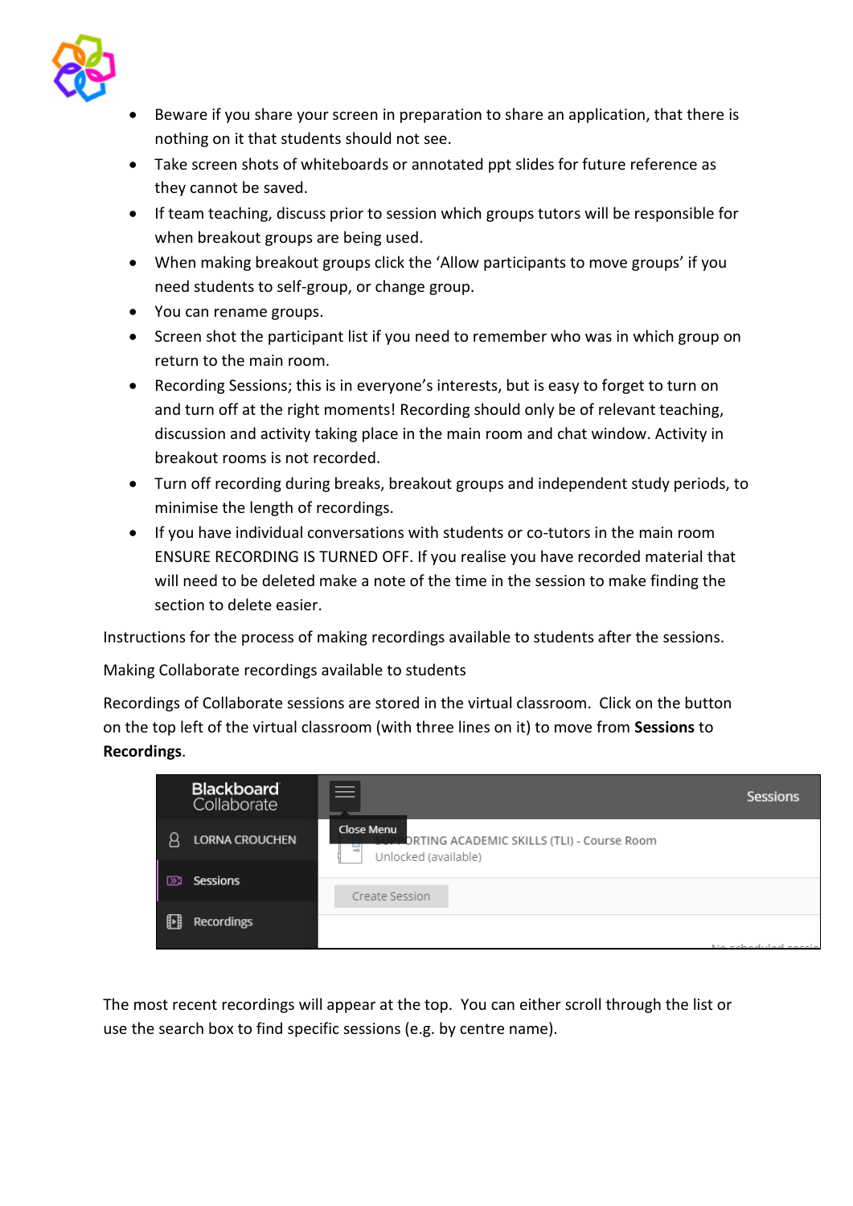- Beware if you share your screen in preparation to share an application, that there is nothing on it that students should not see.
- Take screen shots of whiteboards or annotated ppt slides for future reference as they cannot be saved.
- If team teaching, discuss prior to session which groups tutors will be responsible for when breakout groups are being used.
- When making breakout groups click the 'Allow participants to move groups' if you need students to self-group, or change group.
- You can rename groups.
- Screen shot the participant list if you need to remember who was in which group on return to the main room.
- Recording Sessions; this is in everyone's interests, but is easy to forget to turn on and turn off at the right moments! Recording should only be of relevant teaching, discussion and activity taking place in the main room and chat window. Activity in breakout rooms is not recorded.
- Turn off recording during breaks, breakout groups and independent study periods, to minimise the length of recordings.
- If you have individual conversations with students or co-tutors in the main room ENSURE RECORDING IS TURNED OFF. If you realise you have recorded material that will need to be deleted make a note of the time in the session to make finding the section to delete easier.

Instructions for the process of making recordings available to students after the sessions.

Making Collaborate recordings available to students

Recordings of Collaborate sessions are stored in the virtual classroom. Click on the button on the top left of the virtual classroom (with three lines on it) to move from **Sessions** to **Recordings**.

The most recent recordings will appear at the top. You can either scroll through the list or use the search box to find specific sessions (e.g. by centre name).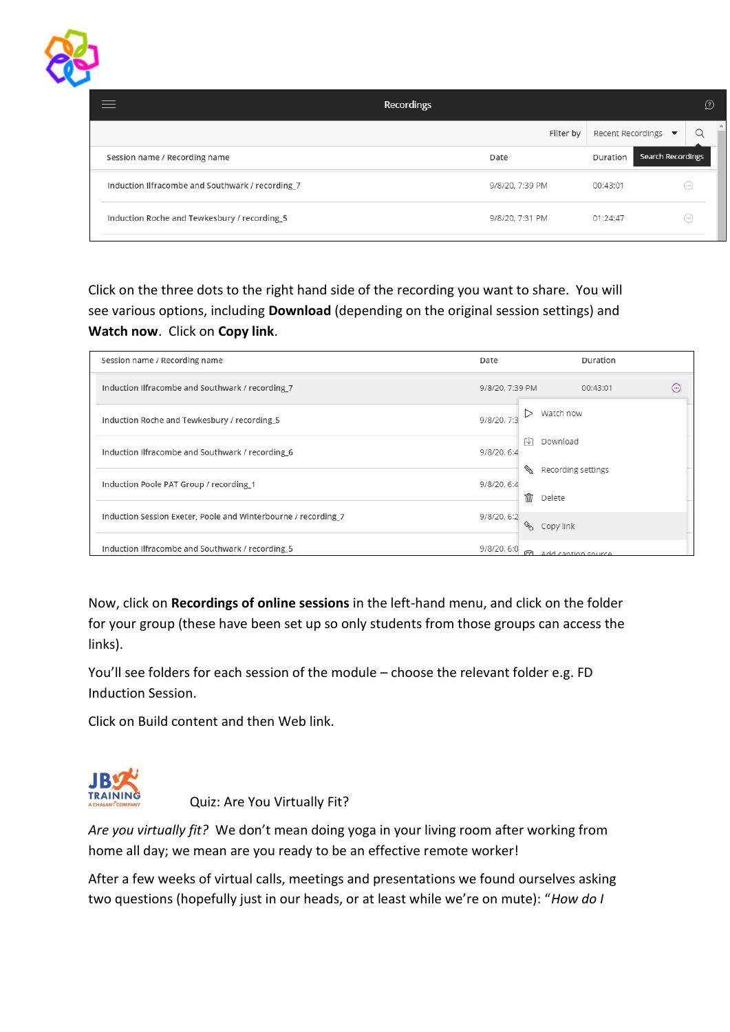Click on the three dots to the right hand side of the recording you want to share. You will see various options, including **Download** (depending on the original session settings) and **Watch now**. Click on **Copy link**.

Now, click on **Recordings of online sessions** in the left-hand menu, and click on the folder for your group (these have been set up so only students from those groups can access the links).

You'll see folders for each session of the module – choose the relevant folder e.g. FD Induction Session.

Click on Build content and then Web link.

Quiz: Are You Virtually Fit?

*Are you virtually fit?* We don't mean doing yoga in your living room after working from home all day; we mean are you ready to be an effective remote worker!

After a few weeks of virtual calls, meetings and presentations we found ourselves asking two questions (hopefully just in our heads, or at least while we're on mute): "*How do I*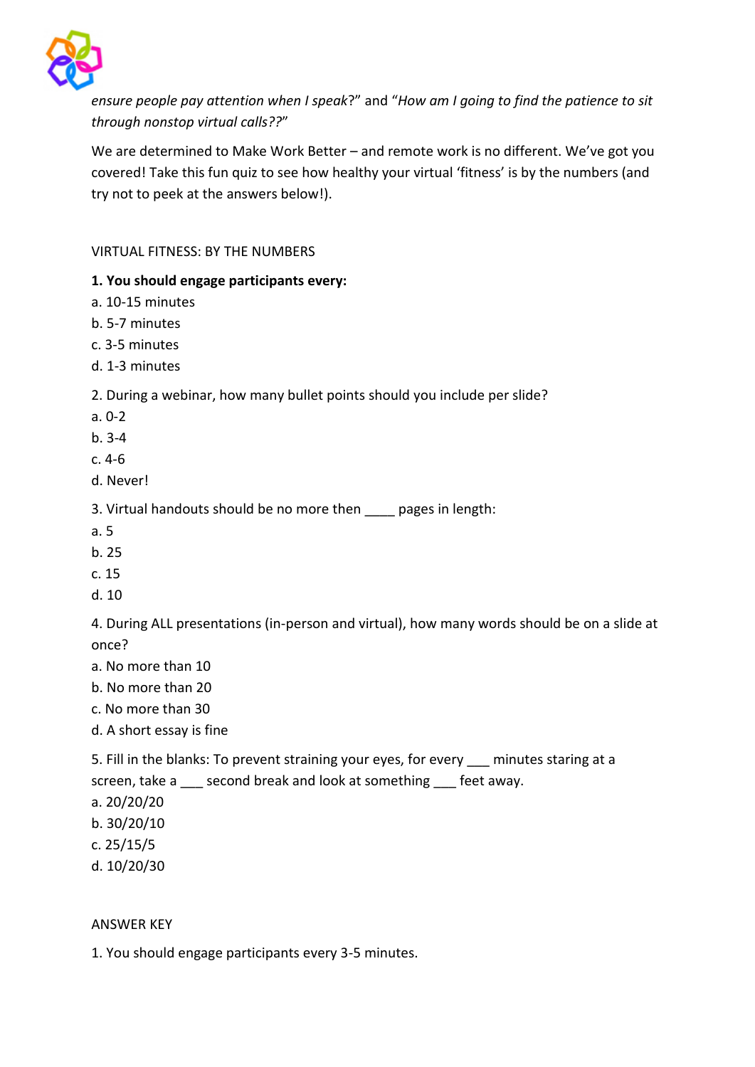*ensure people pay attention when I speak*?" and "*How am I going to find the patience to sit through nonstop virtual calls??*"

We are determined to Make Work Better – and remote work is no different. We've got you covered! Take this fun quiz to see how healthy your virtual 'fitness' is by the numbers (and try not to peek at the answers below!).

VIRTUAL FITNESS: BY THE NUMBERS

**1. You should engage participants every:**

a. 10-15 minutes
b. 5-7 minutes
c. 3-5 minutes
d. 1-3 minutes

2. During a webinar, how many bullet points should you include per slide?

a. 0-2
b. 3-4
c. 4-6
d. Never!

3. Virtual handouts should be no more then ____ pages in length:

a. 5
b. 25
c. 15
d. 10

4. During ALL presentations (in-person and virtual), how many words should be on a slide at once?

a. No more than 10
b. No more than 20
c. No more than 30
d. A short essay is fine

5. Fill in the blanks: To prevent straining your eyes, for every ___ minutes staring at a screen, take a ___ second break and look at something ___ feet away.

a. 20/20/20
b. 30/20/10
c. 25/15/5
d. 10/20/30

ANSWER KEY

1. You should engage participants every 3-5 minutes.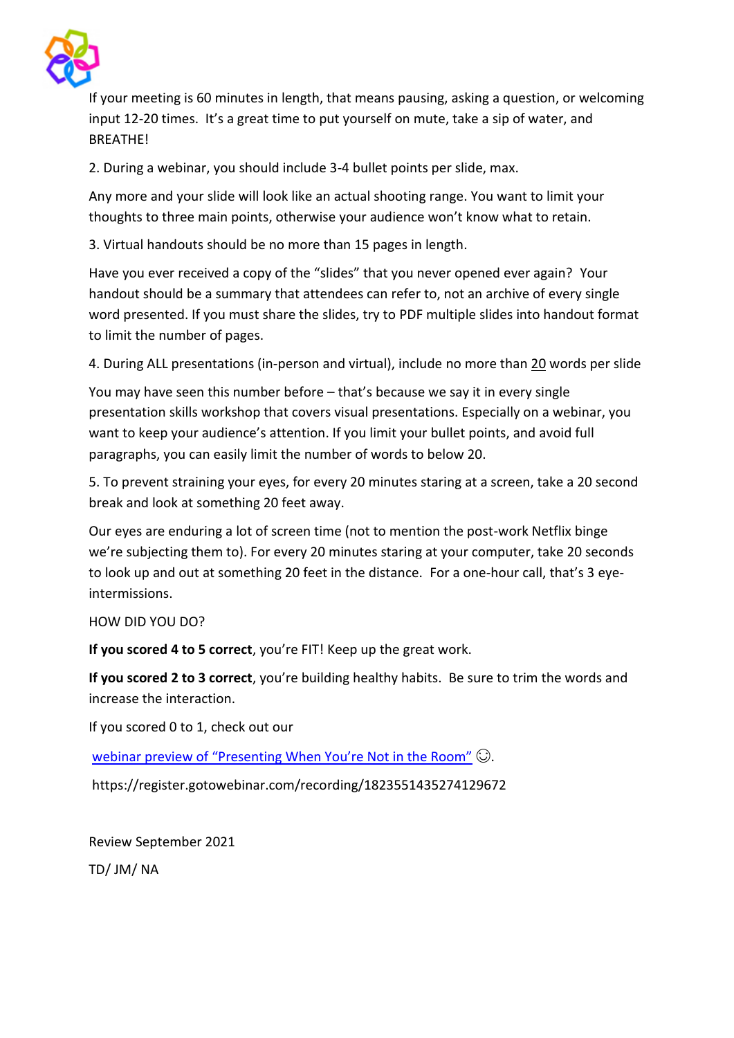If your meeting is 60 minutes in length, that means pausing, asking a question, or welcoming input 12-20 times. It's a great time to put yourself on mute, take a sip of water, and BREATHE!

2. During a webinar, you should include 3-4 bullet points per slide, max.

Any more and your slide will look like an actual shooting range. You want to limit your thoughts to three main points, otherwise your audience won't know what to retain.

3. Virtual handouts should be no more than 15 pages in length.

Have you ever received a copy of the "slides" that you never opened ever again? Your handout should be a summary that attendees can refer to, not an archive of every single word presented. If you must share the slides, try to PDF multiple slides into handout format to limit the number of pages.

4. During ALL presentations (in-person and virtual), include no more than 20 words per slide

You may have seen this number before – that's because we say it in every single presentation skills workshop that covers visual presentations. Especially on a webinar, you want to keep your audience's attention. If you limit your bullet points, and avoid full paragraphs, you can easily limit the number of words to below 20.

5. To prevent straining your eyes, for every 20 minutes staring at a screen, take a 20 second break and look at something 20 feet away.

Our eyes are enduring a lot of screen time (not to mention the post-work Netflix binge we're subjecting them to). For every 20 minutes staring at your computer, take 20 seconds to look up and out at something 20 feet in the distance. For a one-hour call, that's 3 eye-intermissions.

HOW DID YOU DO?

**If you scored 4 to 5 correct**, you're FIT! Keep up the great work.

**If you scored 2 to 3 correct**, you're building healthy habits. Be sure to trim the words and increase the interaction.

If you scored 0 to 1, check out our

webinar preview of "Presenting When You're Not in the Room" ☺.

https://register.gotowebinar.com/recording/1823551435274129672

Review September 2021

TD/ JM/ NA